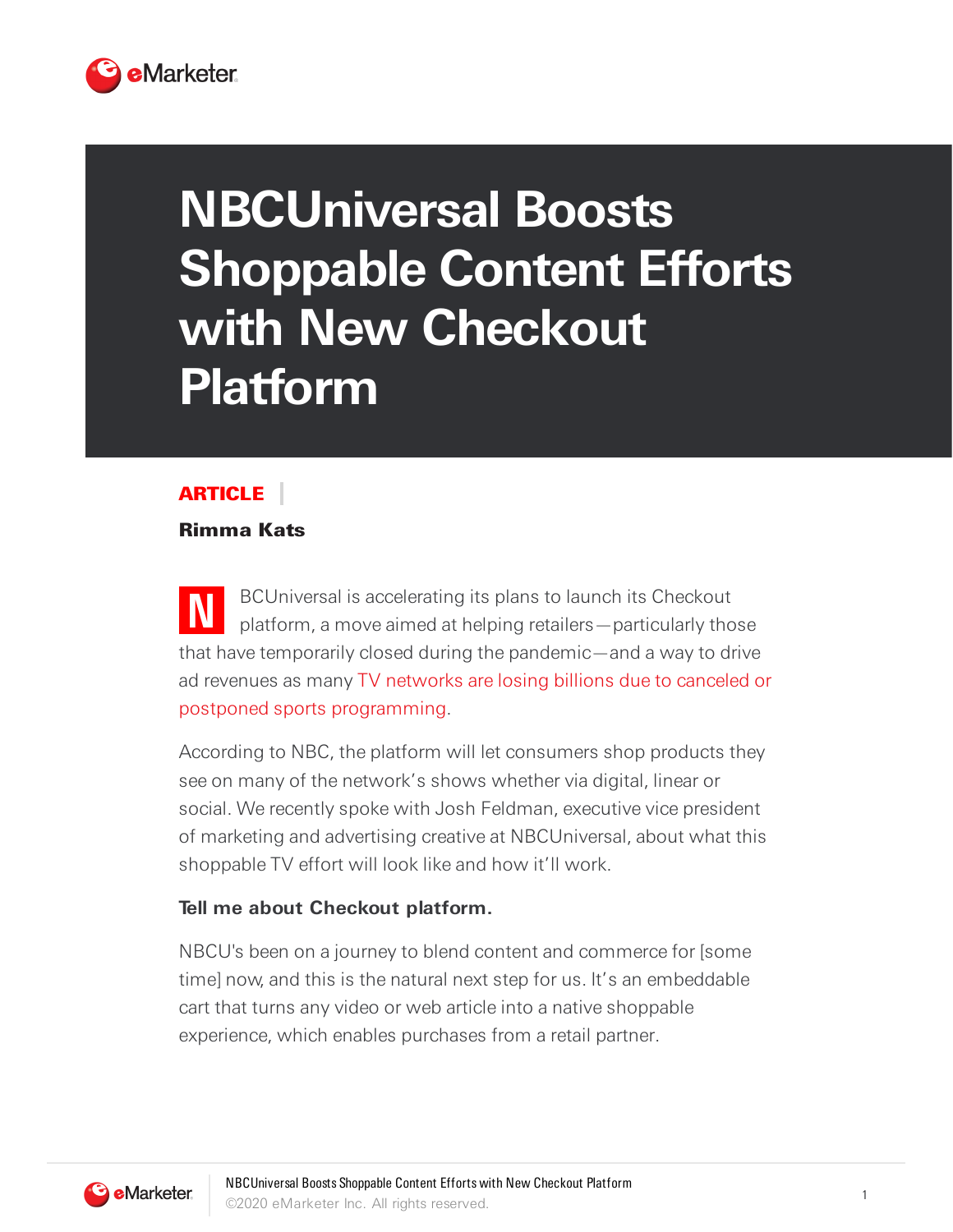# NBCUniversal Boosts Shoppable Content Efforts with New Checkout Platform

**ARTICLE**

**Rimma Kats**

NBCUniversal is accelerating its plans to launch its Checkout platform, a move aimed at helping retailers—particularly those that have temporarily closed during the pandemic—and a way to drive ad revenues as many TV networks are losing billions due to canceled or postponed sports programming.

According to NBC, the platform will let consumers shop products they see on many of the network's shows whether via digital, linear or social. We recently spoke with Josh Feldman, executive vice president of marketing and advertising creative at NBCUniversal, about what this shoppable TV effort will look like and how it'll work.

**Tell me about Checkout platform.**

NBCU's been on a journey to blend content and commerce for [some time] now, and this is the natural next step for us. It's an embeddable cart that turns any video or web article into a native shoppable experience, which enables purchases from a retail partner.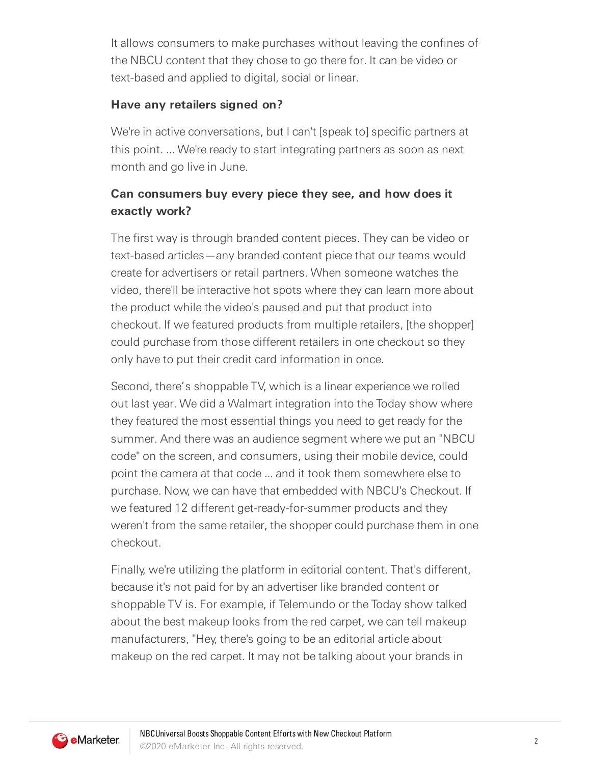It allows consumers to make purchases without leaving the confines of the NBCU content that they chose to go there for. It can be video or text-based and applied to digital, social or linear.

**Have any retailers signed on?**

We're in active conversations, but I can't [speak to] specific partners at this point. ... We're ready to start integrating partners as soon as next month and go live in June.

**Can consumers buy every piece they see, and how does it exactly work?**

The first way is through branded content pieces. They can be video or text-based articles—any branded content piece that our teams would create for advertisers or retail partners. When someone watches the video, there'll be interactive hot spots where they can learn more about the product while the video's paused and put that product into checkout. If we featured products from multiple retailers, [the shopper] could purchase from those different retailers in one checkout so they only have to put their credit card information in once.

Second, there's shoppable TV, which is a linear experience we rolled out last year. We did a Walmart integration into the Today show where they featured the most essential things you need to get ready for the summer. And there was an audience segment where we put an "NBCU code" on the screen, and consumers, using their mobile device, could point the camera at that code ... and it took them somewhere else to purchase. Now, we can have that embedded with NBCU's Checkout. If we featured 12 different get-ready-for-summer products and they weren't from the same retailer, the shopper could purchase them in one checkout.

Finally, we're utilizing the platform in editorial content. That's different, because it's not paid for by an advertiser like branded content or shoppable TV is. For example, if Telemundo or the Today show talked about the best makeup looks from the red carpet, we can tell makeup manufacturers, "Hey, there's going to be an editorial article about makeup on the red carpet. It may not be talking about your brands in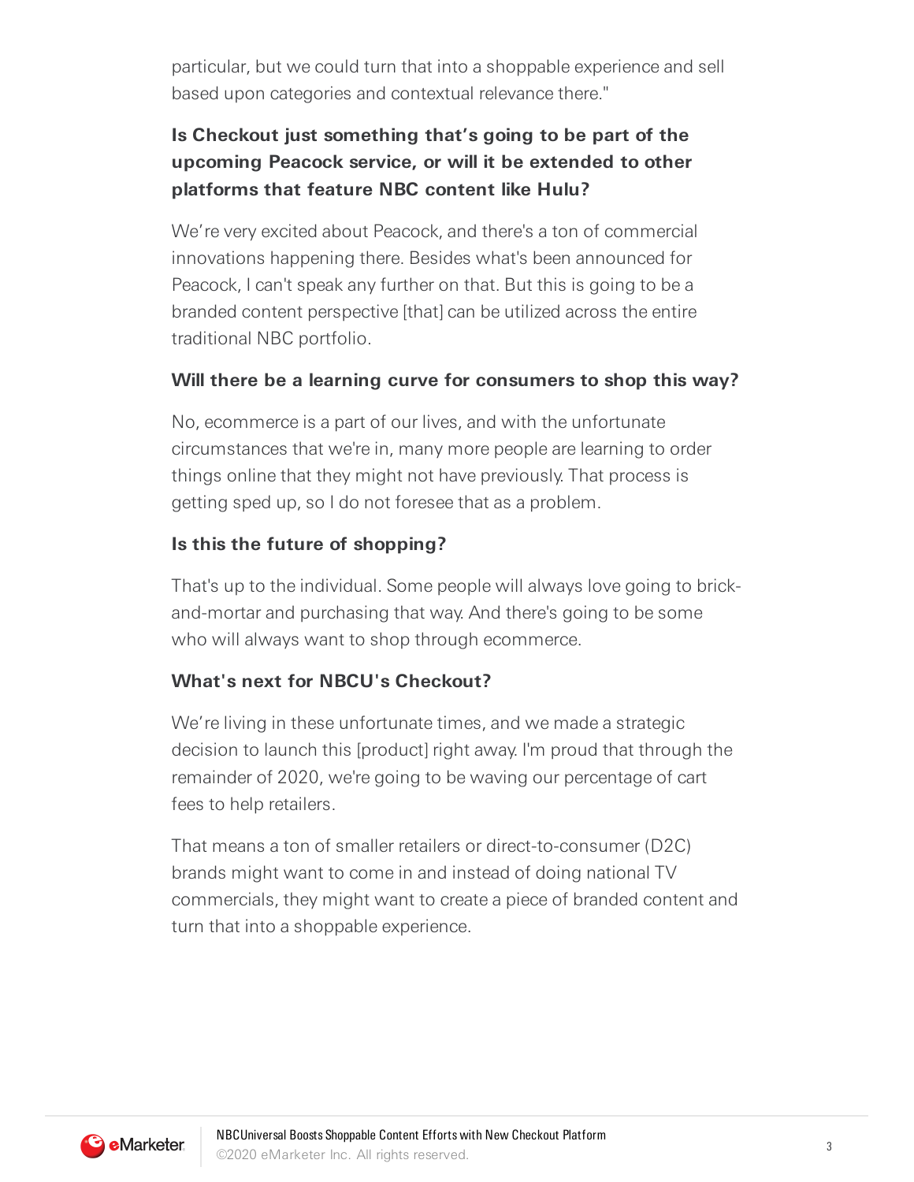particular, but we could turn that into a shoppable experience and sell based upon categories and contextual relevance there."

**Is Checkout just something that's going to be part of the upcoming Peacock service, or will it be extended to other platforms that feature NBC content like Hulu?**

We're very excited about Peacock, and there's a ton of commercial innovations happening there. Besides what's been announced for Peacock, I can't speak any further on that. But this is going to be a branded content perspective [that] can be utilized across the entire traditional NBC portfolio.

**Will there be a learning curve for consumers to shop this way?**

No, ecommerce is a part of our lives, and with the unfortunate circumstances that we're in, many more people are learning to order things online that they might not have previously. That process is getting sped up, so I do not foresee that as a problem.

**Is this the future of shopping?**

That's up to the individual. Some people will always love going to brick-and-mortar and purchasing that way. And there's going to be some who will always want to shop through ecommerce.

**What's next for NBCU's Checkout?**

We're living in these unfortunate times, and we made a strategic decision to launch this [product] right away. I'm proud that through the remainder of 2020, we're going to be waving our percentage of cart fees to help retailers.

That means a ton of smaller retailers or direct-to-consumer (D2C) brands might want to come in and instead of doing national TV commercials, they might want to create a piece of branded content and turn that into a shoppable experience.